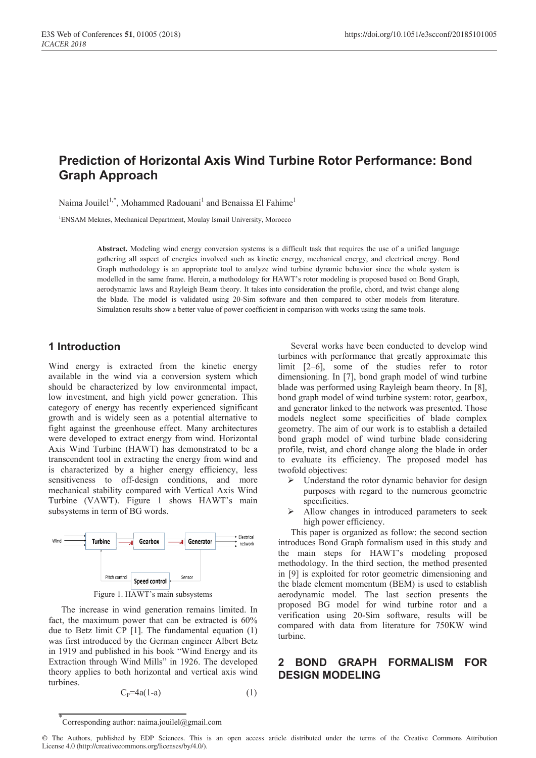# Prediction of Horizontal Axis Wind Turbine Rotor Performance: Bond Graph Approach

Naima Jouilel[1,*], Mohammed Radouani[1] and Benaissa El Fahime[1]

[1]ENSAM Meknes, Mechanical Department, Moulay Ismail University, Morocco

**Abstract.** Modeling wind energy conversion systems is a difficult task that requires the use of a unified language gathering all aspect of energies involved such as kinetic energy, mechanical energy, and electrical energy. Bond Graph methodology is an appropriate tool to analyze wind turbine dynamic behavior since the whole system is modelled in the same frame. Herein, a methodology for HAWT's rotor modeling is proposed based on Bond Graph, aerodynamic laws and Rayleigh Beam theory. It takes into consideration the profile, chord, and twist change along the blade. The model is validated using 20-Sim software and then compared to other models from literature. Simulation results show a better value of power coefficient in comparison with works using the same tools.

## 1 Introduction

Wind energy is extracted from the kinetic energy available in the wind via a conversion system which should be characterized by low environmental impact, low investment, and high yield power generation. This category of energy has recently experienced significant growth and is widely seen as a potential alternative to fight against the greenhouse effect. Many architectures were developed to extract energy from wind. Horizontal Axis Wind Turbine (HAWT) has demonstrated to be a transcendent tool in extracting the energy from wind and is characterized by a higher energy efficiency, less sensitiveness to off-design conditions, and more mechanical stability compared with Vertical Axis Wind Turbine (VAWT). Figure 1 shows HAWT's main subsystems in term of BG words.

Figure 1. HAWT's main subsystems

The increase in wind generation remains limited. In fact, the maximum power that can be extracted is 60% due to Betz limit CP [1]. The fundamental equation (1) was first introduced by the German engineer Albert Betz in 1919 and published in his book "Wind Energy and its Extraction through Wind Mills" in 1926. The developed theory applies to both horizontal and vertical axis wind turbines.

$$C_P=4a(1-a) \tag{1}$$

Several works have been conducted to develop wind turbines with performance that greatly approximate this limit [2–6], some of the studies refer to rotor dimensioning. In [7], bond graph model of wind turbine blade was performed using Rayleigh beam theory. In [8], bond graph model of wind turbine system: rotor, gearbox, and generator linked to the network was presented. Those models neglect some specificities of blade complex geometry. The aim of our work is to establish a detailed bond graph model of wind turbine blade considering profile, twist, and chord change along the blade in order to evaluate its efficiency. The proposed model has twofold objectives:

- Understand the rotor dynamic behavior for design purposes with regard to the numerous geometric specificities.
- Allow changes in introduced parameters to seek high power efficiency.

This paper is organized as follow: the second section introduces Bond Graph formalism used in this study and the main steps for HAWT's modeling proposed methodology. In the third section, the method presented in [9] is exploited for rotor geometric dimensioning and the blade element momentum (BEM) is used to establish aerodynamic model. The last section presents the proposed BG model for wind turbine rotor and a verification using 20-Sim software, results will be compared with data from literature for 750KW wind turbine.

## 2 BOND GRAPH FORMALISM FOR DESIGN MODELING

[*] Corresponding author: naima.jouilel@gmail.com

© The Authors, published by EDP Sciences. This is an open access article distributed under the terms of the Creative Commons Attribution License 4.0 (http://creativecommons.org/licenses/by/4.0/).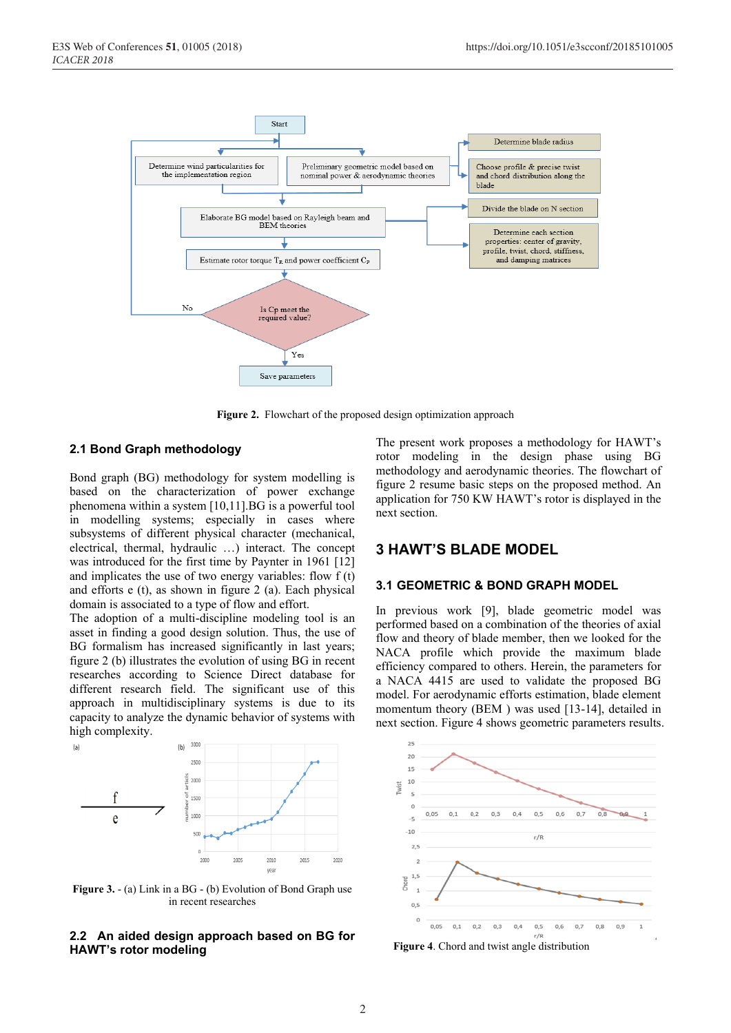Figure 2. Flowchart of the proposed design optimization approach

## 2.1 Bond Graph methodology

Bond graph (BG) methodology for system modelling is based on the characterization of power exchange phenomena within a system [10,11].BG is a powerful tool in modelling systems; especially in cases where subsystems of different physical character (mechanical, electrical, thermal, hydraulic …) interact. The concept was introduced for the first time by Paynter in 1961 [12] and implicates the use of two energy variables: flow f (t) and efforts e (t), as shown in figure 2 (a). Each physical domain is associated to a type of flow and effort.

The adoption of a multi-discipline modeling tool is an asset in finding a good design solution. Thus, the use of BG formalism has increased significantly in last years; figure 2 (b) illustrates the evolution of using BG in recent researches according to Science Direct database for different research field. The significant use of this approach in multidisciplinary systems is due to its capacity to analyze the dynamic behavior of systems with high complexity.

Figure 3. - (a) Link in a BG - (b) Evolution of Bond Graph use in recent researches

## 2.2 An aided design approach based on BG for HAWT's rotor modeling

The present work proposes a methodology for HAWT's rotor modeling in the design phase using BG methodology and aerodynamic theories. The flowchart of figure 2 resume basic steps on the proposed method. An application for 750 KW HAWT's rotor is displayed in the next section.

# 3 HAWT'S BLADE MODEL

## 3.1 GEOMETRIC & BOND GRAPH MODEL

In previous work [9], blade geometric model was performed based on a combination of the theories of axial flow and theory of blade member, then we looked for the NACA profile which provide the maximum blade efficiency compared to others. Herein, the parameters for a NACA 4415 are used to validate the proposed BG model. For aerodynamic efforts estimation, blade element momentum theory (BEM ) was used [13-14], detailed in next section. Figure 4 shows geometric parameters results.

Figure 4. Chord and twist angle distribution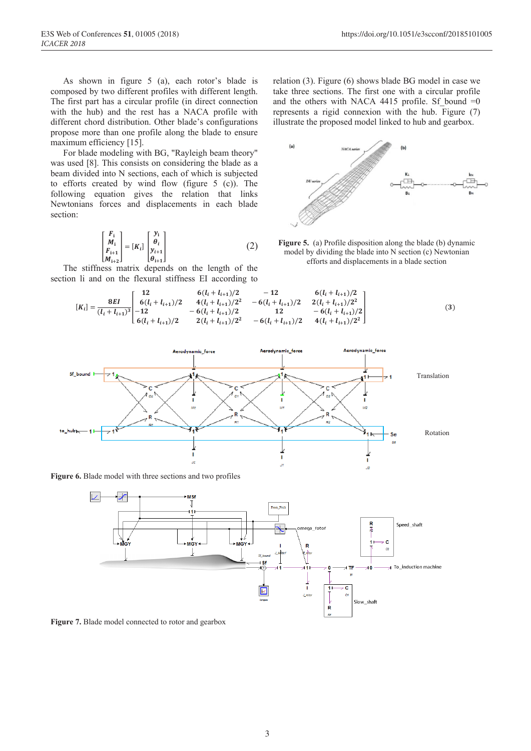As shown in figure 5 (a), each rotor's blade is composed by two different profiles with different length. The first part has a circular profile (in direct connection with the hub) and the rest has a NACA profile with different chord distribution. Other blade's configurations propose more than one profile along the blade to ensure maximum efficiency [15].

For blade modeling with BG, "Rayleigh beam theory" was used [8]. This consists on considering the blade as a beam divided into N sections, each of which is subjected to efforts created by wind flow (figure 5 (c)). The following equation gives the relation that links Newtonians forces and displacements in each blade section:

$$\begin{bmatrix} F_i \\ M_i \\ F_{i+1} \\ M_{i+2} \end{bmatrix} = [K_i] \begin{bmatrix} y_i \\ \theta_i \\ y_{i+1} \\ \theta_{i+1} \end{bmatrix} \tag{2}$$

The stiffness matrix depends on the length of the section li and on the flexural stiffness EI according to relation (3). Figure (6) shows blade BG model in case we take three sections. The first one with a circular profile and the others with NACA 4415 profile. Sf_bound =0 represents a rigid connexion with the hub. Figure (7) illustrate the proposed model linked to hub and gearbox.

**Figure 5.** (a) Profile disposition along the blade (b) dynamic model by dividing the blade into N section (c) Newtonian efforts and displacements in a blade section

$$[K_i] = \frac{8EI}{(l_i + l_{i+1})^3} \begin{bmatrix} 12 & 6(l_i + l_{i+1})/2 & -12 & 6(l_i + l_{i+1})/2 \\ 6(l_i + l_{i+1})/2 & 4(l_i + l_{i+1})/2^2 & -6(l_i + l_{i+1})/2 & 2(l_i + l_{i+1})/2^2 \\ -12 & -6(l_i + l_{i+1})/2 & 12 & -6(l_i + l_{i+1})/2 \\ 6(l_i + l_{i+1})/2 & 2(l_i + l_{i+1})/2^2 & -6(l_i + l_{i+1})/2 & 4(l_i + l_{i+1})/2^2 \end{bmatrix} \tag{3}$$

**Figure 6.** Blade model with three sections and two profiles

**Figure 7.** Blade model connected to rotor and gearbox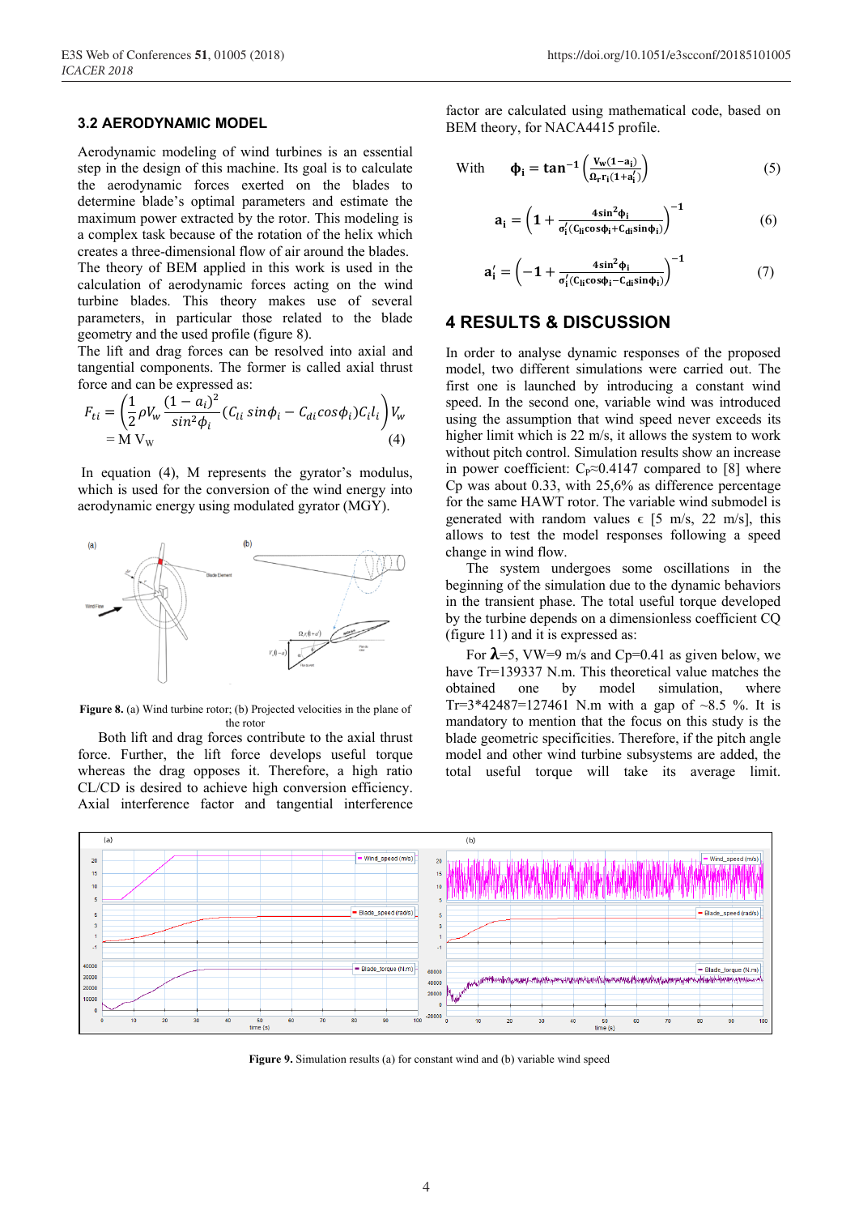### 3.2 AERODYNAMIC MODEL

Aerodynamic modeling of wind turbines is an essential step in the design of this machine. Its goal is to calculate the aerodynamic forces exerted on the blades to determine blade's optimal parameters and estimate the maximum power extracted by the rotor. This modeling is a complex task because of the rotation of the helix which creates a three-dimensional flow of air around the blades. The theory of BEM applied in this work is used in the calculation of aerodynamic forces acting on the wind turbine blades. This theory makes use of several parameters, in particular those related to the blade geometry and the used profile (figure 8).

The lift and drag forces can be resolved into axial and tangential components. The former is called axial thrust force and can be expressed as:

$$F_{ti} = \left(\frac{1}{2}\rho V_w \frac{(1-a_i)^2}{sin^2\phi_i}(C_{li}\, sin\phi_i - C_{di} cos\phi_i) C_i l_i\right) V_w = \text{M}\, \text{V}_\text{W} \quad (4)$$

In equation (4), M represents the gyrator's modulus, which is used for the conversion of the wind energy into aerodynamic energy using modulated gyrator (MGY).

Figure 8. (a) Wind turbine rotor; (b) Projected velocities in the plane of the rotor

Both lift and drag forces contribute to the axial thrust force. Further, the lift force develops useful torque whereas the drag opposes it. Therefore, a high ratio CL/CD is desired to achieve high conversion efficiency. Axial interference factor and tangential interference factor are calculated using mathematical code, based on BEM theory, for NACA4415 profile.

With
$$\phi_i = \tan^{-1}\left(\frac{V_w(1-a_i)}{\Omega_r r_i(1+a_i')}\right) \quad (5)$$

$$a_i = \left(1 + \frac{4\sin^2\phi_i}{\sigma_i'(C_{li}\cos\phi_i + C_{di}\sin\phi_i)}\right)^{-1} \quad (6)$$

$$a_i' = \left(-1 + \frac{4\sin^2\phi_i}{\sigma_i'(C_{li}\cos\phi_i - C_{di}\sin\phi_i)}\right)^{-1} \quad (7)$$

## 4 RESULTS & DISCUSSION

In order to analyse dynamic responses of the proposed model, two different simulations were carried out. The first one is launched by introducing a constant wind speed. In the second one, variable wind was introduced using the assumption that wind speed never exceeds its higher limit which is 22 m/s, it allows the system to work without pitch control. Simulation results show an increase in power coefficient: $C_P$≈0.4147 compared to [8] where Cp was about 0.33, with 25,6% as difference percentage for the same HAWT rotor. The variable wind submodel is generated with random values ϵ [5 m/s, 22 m/s], this allows to test the model responses following a speed change in wind flow.

The system undergoes some oscillations in the beginning of the simulation due to the dynamic behaviors in the transient phase. The total useful torque developed by the turbine depends on a dimensionless coefficient CQ (figure 11) and it is expressed as:

For $\boldsymbol{\lambda}$=5, VW=9 m/s and Cp=0.41 as given below, we have Tr=139337 N.m. This theoretical value matches the obtained one by model simulation, where Tr=3*42487=127461 N.m with a gap of ~8.5 %. It is mandatory to mention that the focus on this study is the blade geometric specificities. Therefore, if the pitch angle model and other wind turbine subsystems are added, the total useful torque will take its average limit.

Figure 9. Simulation results (a) for constant wind and (b) variable wind speed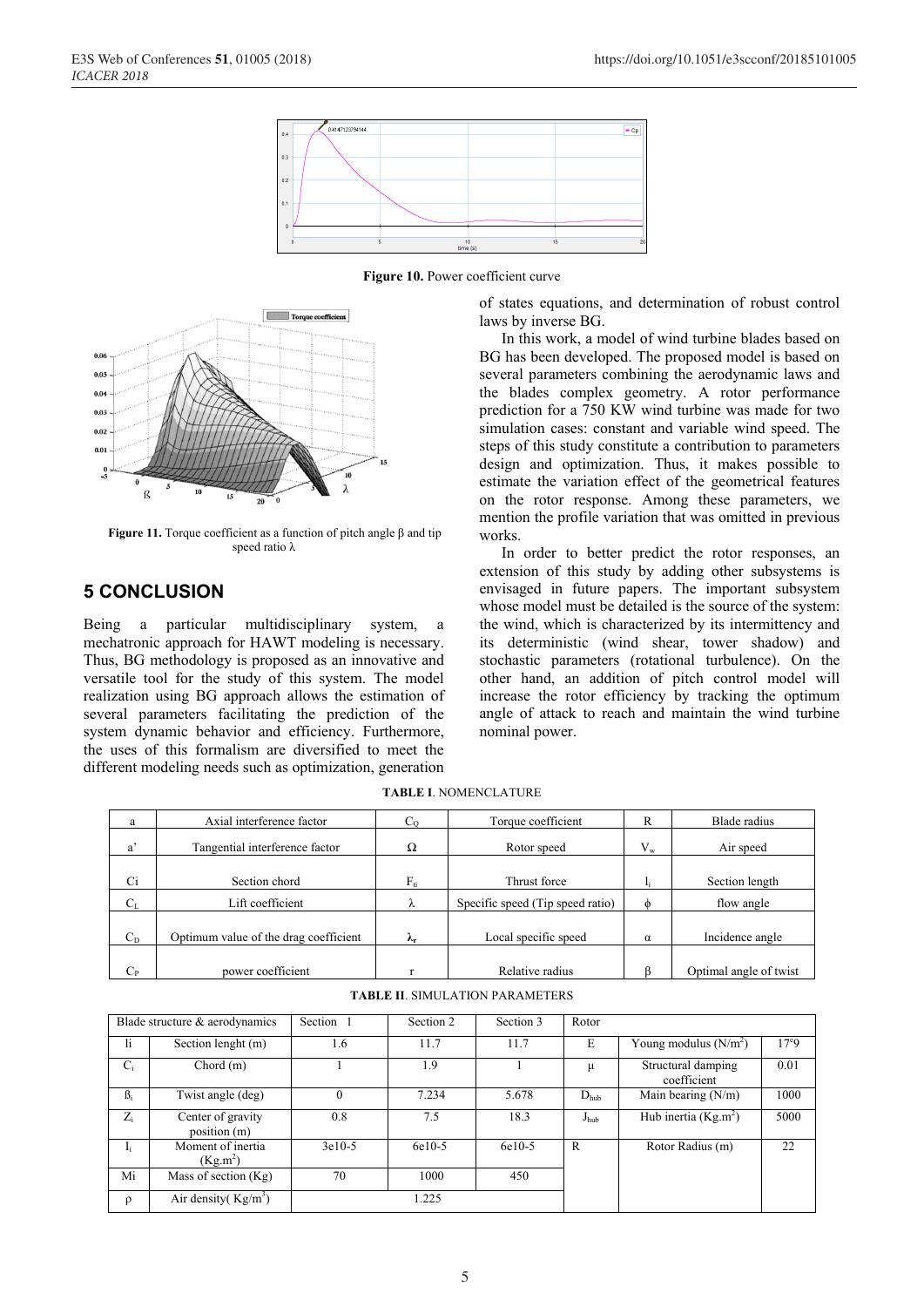Figure 10. Power coefficient curve

Figure 11. Torque coefficient as a function of pitch angle β and tip speed ratio λ

## 5 CONCLUSION

Being a particular multidisciplinary system, a mechatronic approach for HAWT modeling is necessary. Thus, BG methodology is proposed as an innovative and versatile tool for the study of this system. The model realization using BG approach allows the estimation of several parameters facilitating the prediction of the system dynamic behavior and efficiency. Furthermore, the uses of this formalism are diversified to meet the different modeling needs such as optimization, generation of states equations, and determination of robust control laws by inverse BG.

In this work, a model of wind turbine blades based on BG has been developed. The proposed model is based on several parameters combining the aerodynamic laws and the blades complex geometry. A rotor performance prediction for a 750 KW wind turbine was made for two simulation cases: constant and variable wind speed. The steps of this study constitute a contribution to parameters design and optimization. Thus, it makes possible to estimate the variation effect of the geometrical features on the rotor response. Among these parameters, we mention the profile variation that was omitted in previous works.

In order to better predict the rotor responses, an extension of this study by adding other subsystems is envisaged in future papers. The important subsystem whose model must be detailed is the source of the system: the wind, which is characterized by its intermittency and its deterministic (wind shear, tower shadow) and stochastic parameters (rotational turbulence). On the other hand, an addition of pitch control model will increase the rotor efficiency by tracking the optimum angle of attack to reach and maintain the wind turbine nominal power.

**TABLE I**. NOMENCLATURE

| | | | | | |
|---|---|---|---|---|---|
| a | Axial interference factor | $C_Q$ | Torque coefficient | R | Blade radius |
| a' | Tangential interference factor | Ω | Rotor speed | $V_w$ | Air speed |
| Ci | Section chord | $F_{ti}$ | Thrust force | $l_i$ | Section length |
| $C_L$ | Lift coefficient | λ | Specific speed (Tip speed ratio) | ϕ | flow angle |
| $C_D$ | Optimum value of the drag coefficient | $\lambda_r$ | Local specific speed | α | Incidence angle |
| $C_P$ | power coefficient | r | Relative radius | β | Optimal angle of twist |

**TABLE II**. SIMULATION PARAMETERS

| Blade structure & aerodynamics | | Section 1 | Section 2 | Section 3 | Rotor | | |
|---|---|---|---|---|---|---|---|
| li | Section lenght (m) | 1.6 | 11.7 | 11.7 | E | Young modulus ($N/m^2$) | 17e9 |
| $C_i$ | Chord (m) | 1 | 1.9 | 1 | μ | Structural damping coefficient | 0.01 |
| $ß_i$ | Twist angle (deg) | 0 | 7.234 | 5.678 | $D_{hub}$ | Main bearing (N/m) | 1000 |
| $Z_i$ | Center of gravity position (m) | 0.8 | 7.5 | 18.3 | $J_{hub}$ | Hub inertia ($Kg.m^2$) | 5000 |
| $I_i$ | Moment of inertia ($Kg.m^2$) | 3e10-5 | 6e10-5 | 6e10-5 | R | Rotor Radius (m) | 22 |
| Mi | Mass of section (Kg) | 70 | 1000 | 450 | | | |
| ρ | Air density( $Kg/m^3$) | 1.225 | | | | | |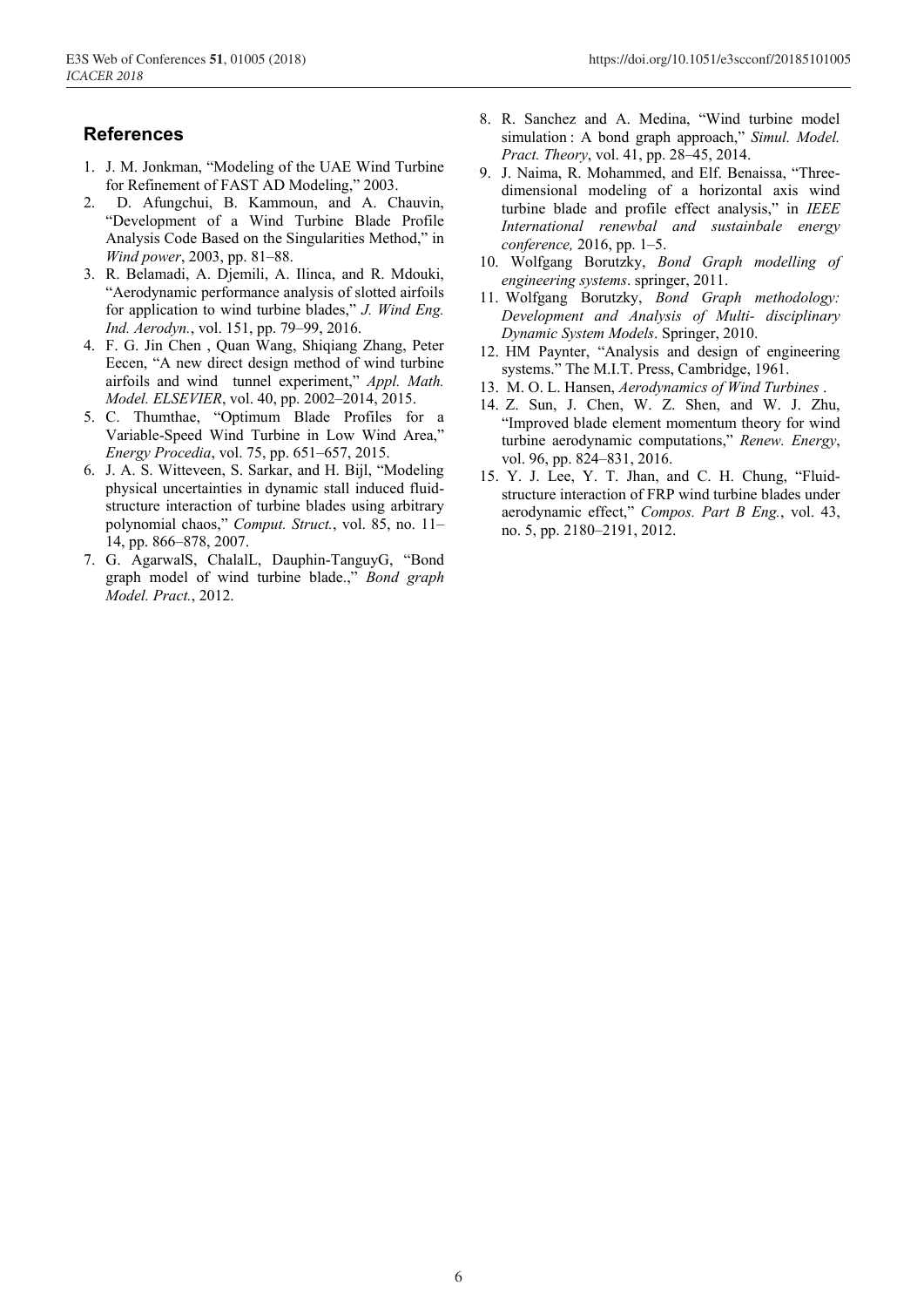## References

1. J. M. Jonkman, "Modeling of the UAE Wind Turbine for Refinement of FAST AD Modeling," 2003.
2. D. Afungchui, B. Kammoun, and A. Chauvin, "Development of a Wind Turbine Blade Profile Analysis Code Based on the Singularities Method," in *Wind power*, 2003, pp. 81–88.
3. R. Belamadi, A. Djemili, A. Ilinca, and R. Mdouki, "Aerodynamic performance analysis of slotted airfoils for application to wind turbine blades," *J. Wind Eng. Ind. Aerodyn.*, vol. 151, pp. 79–99, 2016.
4. F. G. Jin Chen , Quan Wang, Shiqiang Zhang, Peter Eecen, "A new direct design method of wind turbine airfoils and wind tunnel experiment," *Appl. Math. Model. ELSEVIER*, vol. 40, pp. 2002–2014, 2015.
5. C. Thumthae, "Optimum Blade Profiles for a Variable-Speed Wind Turbine in Low Wind Area," *Energy Procedia*, vol. 75, pp. 651–657, 2015.
6. J. A. S. Witteveen, S. Sarkar, and H. Bijl, "Modeling physical uncertainties in dynamic stall induced fluid-structure interaction of turbine blades using arbitrary polynomial chaos," *Comput. Struct.*, vol. 85, no. 11–14, pp. 866–878, 2007.
7. G. AgarwalS, ChalalL, Dauphin-TanguyG, "Bond graph model of wind turbine blade.," *Bond graph Model. Pract.*, 2012.
8. R. Sanchez and A. Medina, "Wind turbine model simulation : A bond graph approach," *Simul. Model. Pract. Theory*, vol. 41, pp. 28–45, 2014.
9. J. Naima, R. Mohammed, and Elf. Benaissa, "Three-dimensional modeling of a horizontal axis wind turbine blade and profile effect analysis," in *IEEE International renewbal and sustainbale energy conference,* 2016, pp. 1–5.
10. Wolfgang Borutzky, *Bond Graph modelling of engineering systems*. springer, 2011.
11. Wolfgang Borutzky, *Bond Graph methodology: Development and Analysis of Multi- disciplinary Dynamic System Models*. Springer, 2010.
12. HM Paynter, "Analysis and design of engineering systems." The M.I.T. Press, Cambridge, 1961.
13. M. O. L. Hansen, *Aerodynamics of Wind Turbines* .
14. Z. Sun, J. Chen, W. Z. Shen, and W. J. Zhu, "Improved blade element momentum theory for wind turbine aerodynamic computations," *Renew. Energy*, vol. 96, pp. 824–831, 2016.
15. Y. J. Lee, Y. T. Jhan, and C. H. Chung, "Fluid-structure interaction of FRP wind turbine blades under aerodynamic effect," *Compos. Part B Eng.*, vol. 43, no. 5, pp. 2180–2191, 2012.